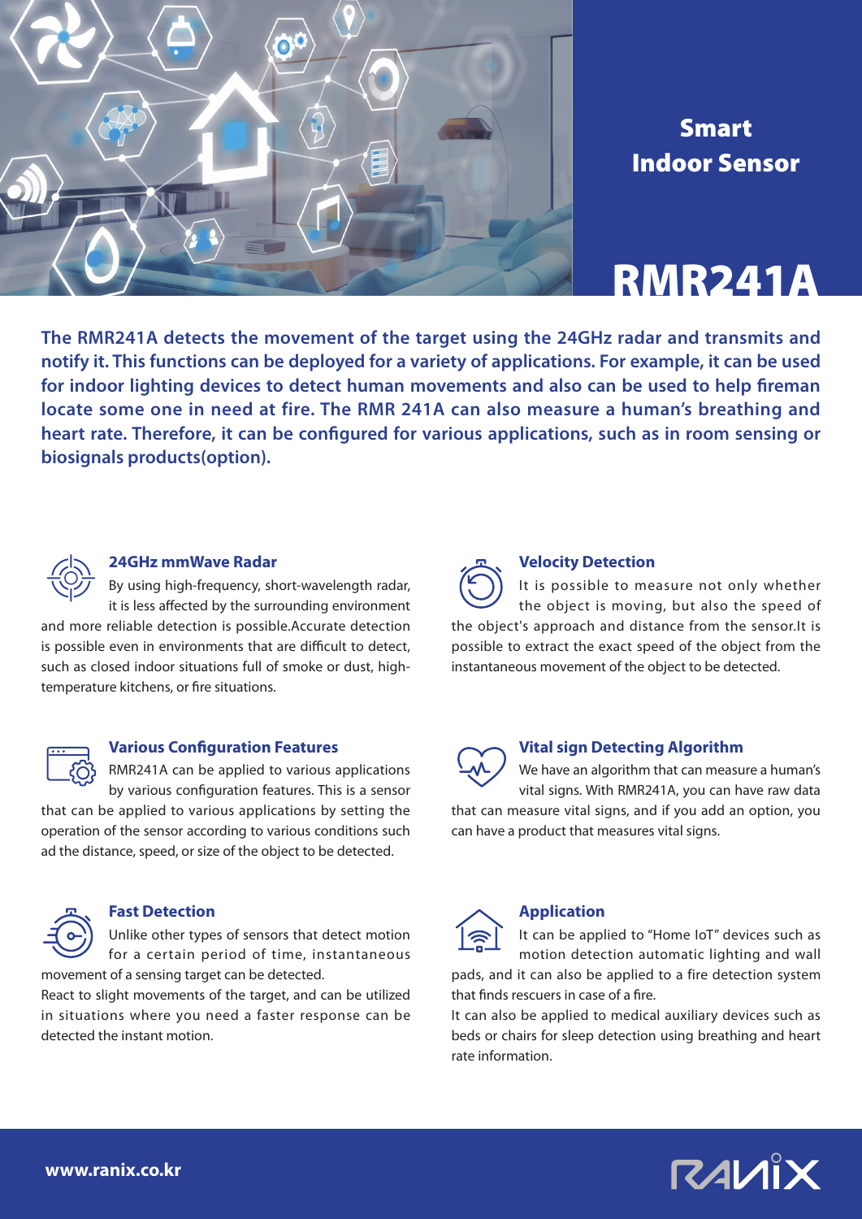# Smart Indoor Sensor

# RMR241A

**The RMR241A detects the movement of the target using the 24GHz radar and transmits and notify it. This functions can be deployed for a variety of applications. For example, it can be used for indoor lighting devices to detect human movements and also can be used to help fireman locate some one in need at fire. The RMR 241A can also measure a human's breathing and heart rate. Therefore, it can be configured for various applications, such as in room sensing or biosignals products(option).**

### 24GHz mmWave Radar

By using high-frequency, short-wavelength radar, it is less affected by the surrounding environment and more reliable detection is possible.Accurate detection is possible even in environments that are difficult to detect, such as closed indoor situations full of smoke or dust, high-temperature kitchens, or fire situations.

### Various Configuration Features

RMR241A can be applied to various applications by various configuration features. This is a sensor that can be applied to various applications by setting the operation of the sensor according to various conditions such ad the distance, speed, or size of the object to be detected.

### Fast Detection

Unlike other types of sensors that detect motion for a certain period of time, instantaneous movement of a sensing target can be detected.

React to slight movements of the target, and can be utilized in situations where you need a faster response can be detected the instant motion.

### Velocity Detection

It is possible to measure not only whether the object is moving, but also the speed of the object's approach and distance from the sensor.It is possible to extract the exact speed of the object from the instantaneous movement of the object to be detected.

### Vital sign Detecting Algorithm

We have an algorithm that can measure a human's vital signs. With RMR241A, you can have raw data that can measure vital signs, and if you add an option, you can have a product that measures vital signs.

### Application

It can be applied to "Home IoT" devices such as motion detection automatic lighting and wall pads, and it can also be applied to a fire detection system that finds rescuers in case of a fire.

It can also be applied to medical auxiliary devices such as beds or chairs for sleep detection using breathing and heart rate information.

**www.ranix.co.kr**

RANIX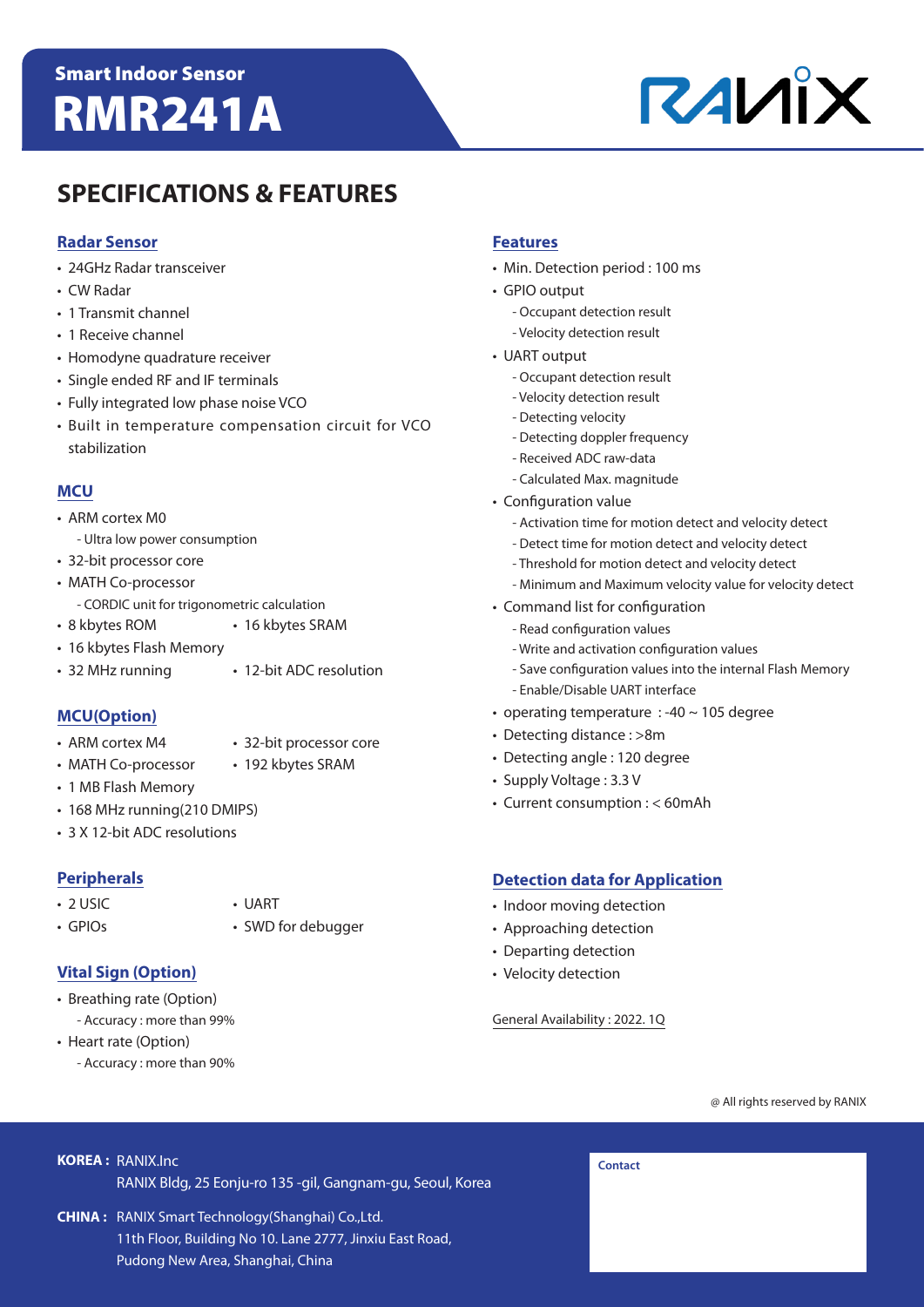## Smart Indoor Sensor

# RMR241A

RANIX

## SPECIFICATIONS & FEATURES

### Radar Sensor

- 24GHz Radar transceiver
- CW Radar
- 1 Transmit channel
- 1 Receive channel
- Homodyne quadrature receiver
- Single ended RF and IF terminals
- Fully integrated low phase noise VCO
- Built in temperature compensation circuit for VCO stabilization

### MCU

- ARM cortex M0
  - Ultra low power consumption
- 32-bit processor core
- MATH Co-processor
  - CORDIC unit for trigonometric calculation
- 8 kbytes ROM
- 16 kbytes SRAM
- 16 kbytes Flash Memory
- 32 MHz running
- 12-bit ADC resolution

### MCU(Option)

- ARM cortex M4
- 32-bit processor core
- MATH Co-processor
- 192 kbytes SRAM
- 1 MB Flash Memory
- 168 MHz running(210 DMIPS)
- 3 X 12-bit ADC resolutions

### Peripherals

- 2 USIC
- UART
- GPIOs
- SWD for debugger

### Vital Sign (Option)

- Breathing rate (Option)
  - Accuracy : more than 99%
- Heart rate (Option)
  - Accuracy : more than 90%

### Features

- Min. Detection period : 100 ms
- GPIO output
  - Occupant detection result
  - Velocity detection result
- UART output
  - Occupant detection result
  - Velocity detection result
  - Detecting velocity
  - Detecting doppler frequency
  - Received ADC raw-data
  - Calculated Max. magnitude
- Configuration value
  - Activation time for motion detect and velocity detect
  - Detect time for motion detect and velocity detect
  - Threshold for motion detect and velocity detect
  - Minimum and Maximum velocity value for velocity detect
- Command list for configuration
  - Read configuration values
  - Write and activation configuration values
  - Save configuration values into the internal Flash Memory
  - Enable/Disable UART interface
- operating temperature : -40 ~ 105 degree
- Detecting distance : >8m
- Detecting angle : 120 degree
- Supply Voltage : 3.3 V
- Current consumption : < 60mAh

### Detection data for Application

- Indoor moving detection
- Approaching detection
- Departing detection
- Velocity detection

General Availability : 2022. 1Q

@ All rights reserved by RANIX

**KOREA :** RANIX.Inc
RANIX Bldg, 25 Eonju-ro 135 -gil, Gangnam-gu, Seoul, Korea

**CHINA :** RANIX Smart Technology(Shanghai) Co.,Ltd.
11th Floor, Building No 10. Lane 2777, Jinxiu East Road, Pudong New Area, Shanghai, China

**Contact**